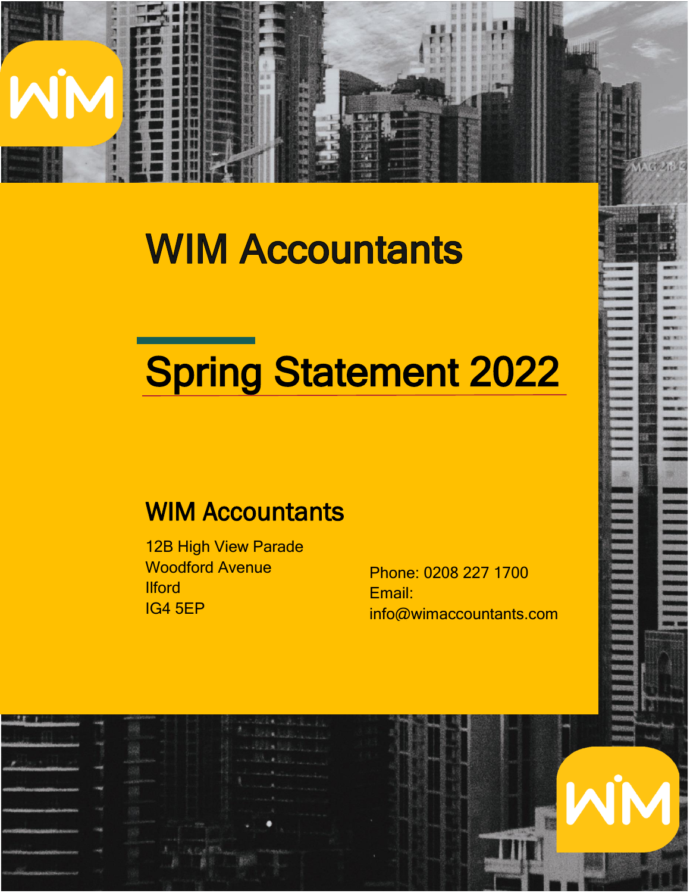# WIM Accountants

## Spring Statement 2022

### WIM Accountants

12B High View Parade
Woodford Avenue
Ilford
IG4 5EP

Phone: 0208 227 1700
Email:
info@wimaccountants.com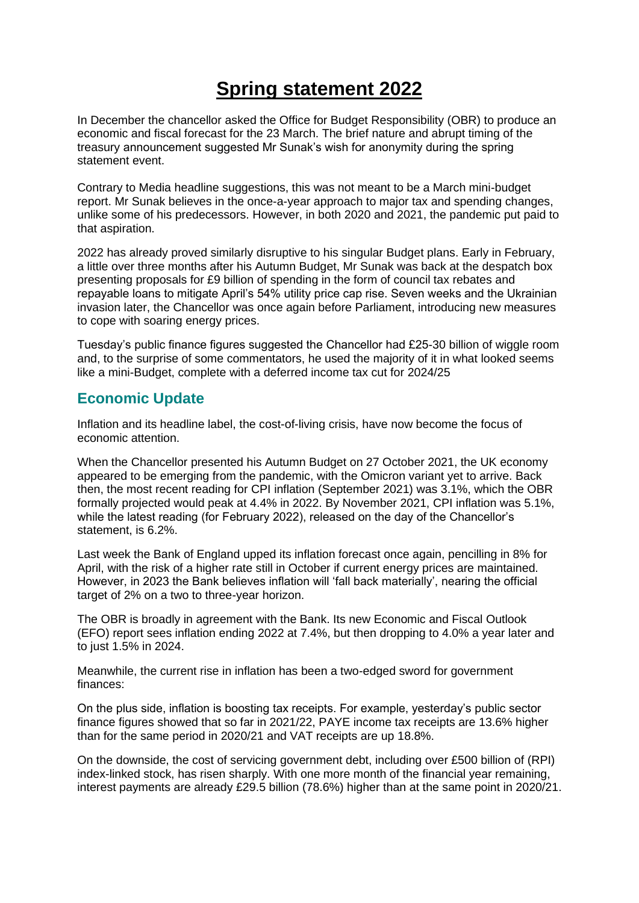# Spring statement 2022

In December the chancellor asked the Office for Budget Responsibility (OBR) to produce an economic and fiscal forecast for the 23 March. The brief nature and abrupt timing of the treasury announcement suggested Mr Sunak's wish for anonymity during the spring statement event.

Contrary to Media headline suggestions, this was not meant to be a March mini-budget report. Mr Sunak believes in the once-a-year approach to major tax and spending changes, unlike some of his predecessors. However, in both 2020 and 2021, the pandemic put paid to that aspiration.

2022 has already proved similarly disruptive to his singular Budget plans. Early in February, a little over three months after his Autumn Budget, Mr Sunak was back at the despatch box presenting proposals for £9 billion of spending in the form of council tax rebates and repayable loans to mitigate April's 54% utility price cap rise. Seven weeks and the Ukrainian invasion later, the Chancellor was once again before Parliament, introducing new measures to cope with soaring energy prices.

Tuesday's public finance figures suggested the Chancellor had £25-30 billion of wiggle room and, to the surprise of some commentators, he used the majority of it in what looked seems like a mini-Budget, complete with a deferred income tax cut for 2024/25

## Economic Update

Inflation and its headline label, the cost-of-living crisis, have now become the focus of economic attention.

When the Chancellor presented his Autumn Budget on 27 October 2021, the UK economy appeared to be emerging from the pandemic, with the Omicron variant yet to arrive. Back then, the most recent reading for CPI inflation (September 2021) was 3.1%, which the OBR formally projected would peak at 4.4% in 2022. By November 2021, CPI inflation was 5.1%, while the latest reading (for February 2022), released on the day of the Chancellor's statement, is 6.2%.

Last week the Bank of England upped its inflation forecast once again, pencilling in 8% for April, with the risk of a higher rate still in October if current energy prices are maintained. However, in 2023 the Bank believes inflation will 'fall back materially', nearing the official target of 2% on a two to three-year horizon.

The OBR is broadly in agreement with the Bank. Its new Economic and Fiscal Outlook (EFO) report sees inflation ending 2022 at 7.4%, but then dropping to 4.0% a year later and to just 1.5% in 2024.

Meanwhile, the current rise in inflation has been a two-edged sword for government finances:

On the plus side, inflation is boosting tax receipts. For example, yesterday's public sector finance figures showed that so far in 2021/22, PAYE income tax receipts are 13.6% higher than for the same period in 2020/21 and VAT receipts are up 18.8%.

On the downside, the cost of servicing government debt, including over £500 billion of (RPI) index-linked stock, has risen sharply. With one more month of the financial year remaining, interest payments are already £29.5 billion (78.6%) higher than at the same point in 2020/21.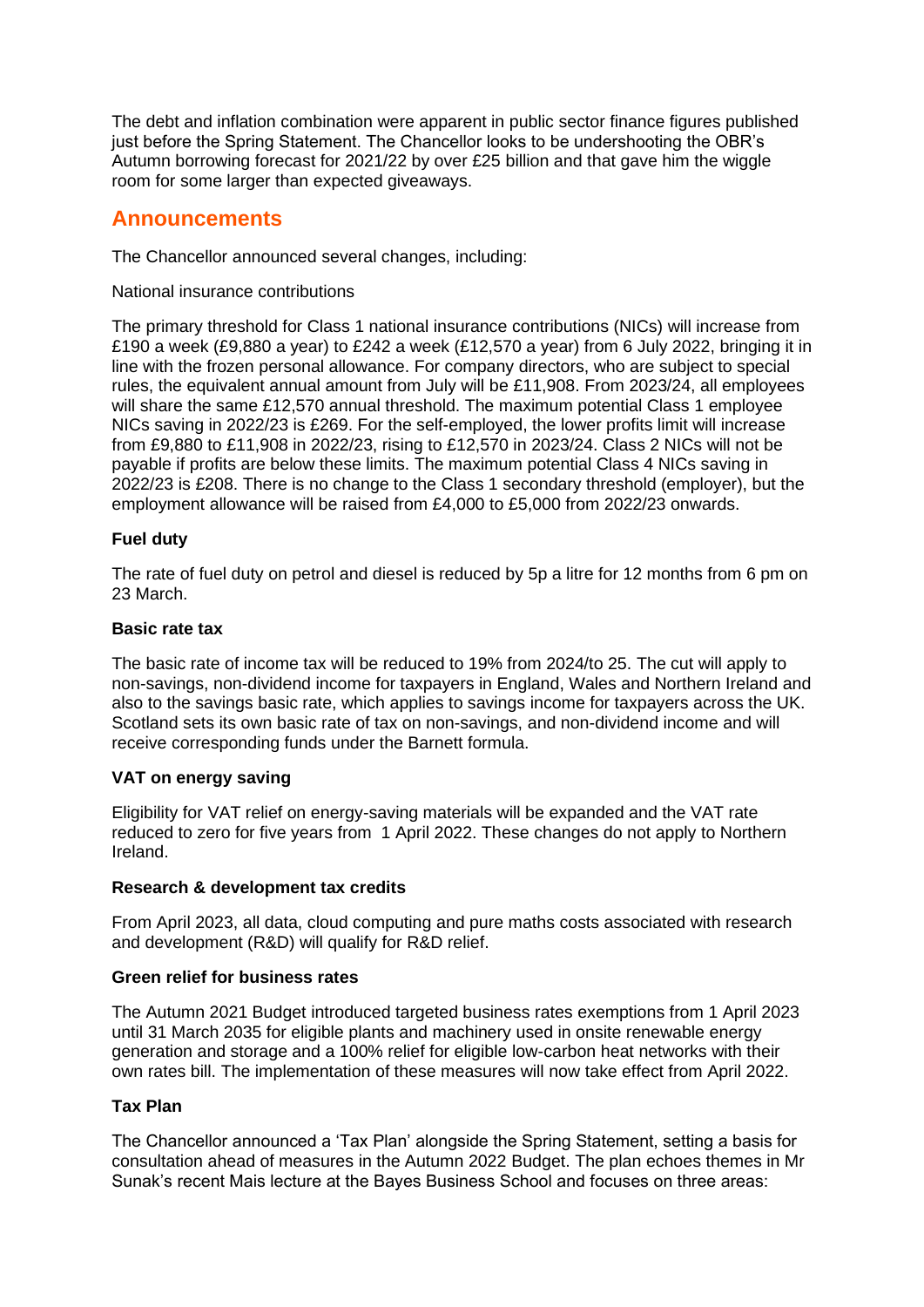The debt and inflation combination were apparent in public sector finance figures published just before the Spring Statement. The Chancellor looks to be undershooting the OBR's Autumn borrowing forecast for 2021/22 by over £25 billion and that gave him the wiggle room for some larger than expected giveaways.

## Announcements

The Chancellor announced several changes, including:

National insurance contributions

The primary threshold for Class 1 national insurance contributions (NICs) will increase from £190 a week (£9,880 a year) to £242 a week (£12,570 a year) from 6 July 2022, bringing it in line with the frozen personal allowance. For company directors, who are subject to special rules, the equivalent annual amount from July will be £11,908. From 2023/24, all employees will share the same £12,570 annual threshold. The maximum potential Class 1 employee NICs saving in 2022/23 is £269. For the self-employed, the lower profits limit will increase from £9,880 to £11,908 in 2022/23, rising to £12,570 in 2023/24. Class 2 NICs will not be payable if profits are below these limits. The maximum potential Class 4 NICs saving in 2022/23 is £208. There is no change to the Class 1 secondary threshold (employer), but the employment allowance will be raised from £4,000 to £5,000 from 2022/23 onwards.

**Fuel duty**

The rate of fuel duty on petrol and diesel is reduced by 5p a litre for 12 months from 6 pm on 23 March.

**Basic rate tax**

The basic rate of income tax will be reduced to 19% from 2024/to 25. The cut will apply to non-savings, non-dividend income for taxpayers in England, Wales and Northern Ireland and also to the savings basic rate, which applies to savings income for taxpayers across the UK. Scotland sets its own basic rate of tax on non-savings, and non-dividend income and will receive corresponding funds under the Barnett formula.

**VAT on energy saving**

Eligibility for VAT relief on energy-saving materials will be expanded and the VAT rate reduced to zero for five years from 1 April 2022. These changes do not apply to Northern Ireland.

**Research & development tax credits**

From April 2023, all data, cloud computing and pure maths costs associated with research and development (R&D) will qualify for R&D relief.

**Green relief for business rates**

The Autumn 2021 Budget introduced targeted business rates exemptions from 1 April 2023 until 31 March 2035 for eligible plants and machinery used in onsite renewable energy generation and storage and a 100% relief for eligible low-carbon heat networks with their own rates bill. The implementation of these measures will now take effect from April 2022.

**Tax Plan**

The Chancellor announced a 'Tax Plan' alongside the Spring Statement, setting a basis for consultation ahead of measures in the Autumn 2022 Budget. The plan echoes themes in Mr Sunak's recent Mais lecture at the Bayes Business School and focuses on three areas: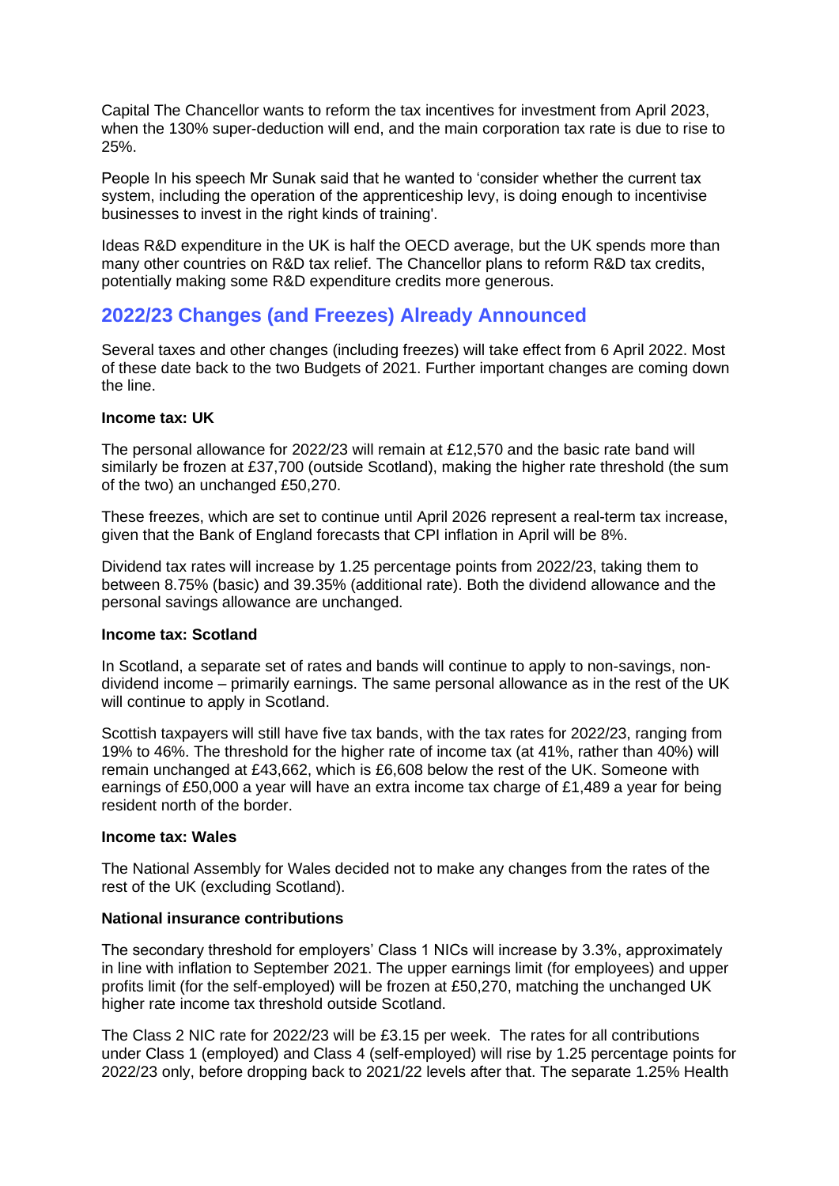Capital The Chancellor wants to reform the tax incentives for investment from April 2023, when the 130% super-deduction will end, and the main corporation tax rate is due to rise to 25%.

People In his speech Mr Sunak said that he wanted to 'consider whether the current tax system, including the operation of the apprenticeship levy, is doing enough to incentivise businesses to invest in the right kinds of training'.

Ideas R&D expenditure in the UK is half the OECD average, but the UK spends more than many other countries on R&D tax relief. The Chancellor plans to reform R&D tax credits, potentially making some R&D expenditure credits more generous.

## 2022/23 Changes (and Freezes) Already Announced

Several taxes and other changes (including freezes) will take effect from 6 April 2022. Most of these date back to the two Budgets of 2021. Further important changes are coming down the line.

**Income tax: UK**

The personal allowance for 2022/23 will remain at £12,570 and the basic rate band will similarly be frozen at £37,700 (outside Scotland), making the higher rate threshold (the sum of the two) an unchanged £50,270.

These freezes, which are set to continue until April 2026 represent a real-term tax increase, given that the Bank of England forecasts that CPI inflation in April will be 8%.

Dividend tax rates will increase by 1.25 percentage points from 2022/23, taking them to between 8.75% (basic) and 39.35% (additional rate). Both the dividend allowance and the personal savings allowance are unchanged.

**Income tax: Scotland**

In Scotland, a separate set of rates and bands will continue to apply to non-savings, non-dividend income – primarily earnings. The same personal allowance as in the rest of the UK will continue to apply in Scotland.

Scottish taxpayers will still have five tax bands, with the tax rates for 2022/23, ranging from 19% to 46%. The threshold for the higher rate of income tax (at 41%, rather than 40%) will remain unchanged at £43,662, which is £6,608 below the rest of the UK. Someone with earnings of £50,000 a year will have an extra income tax charge of £1,489 a year for being resident north of the border.

**Income tax: Wales**

The National Assembly for Wales decided not to make any changes from the rates of the rest of the UK (excluding Scotland).

**National insurance contributions**

The secondary threshold for employers' Class 1 NICs will increase by 3.3%, approximately in line with inflation to September 2021. The upper earnings limit (for employees) and upper profits limit (for the self-employed) will be frozen at £50,270, matching the unchanged UK higher rate income tax threshold outside Scotland.

The Class 2 NIC rate for 2022/23 will be £3.15 per week. The rates for all contributions under Class 1 (employed) and Class 4 (self-employed) will rise by 1.25 percentage points for 2022/23 only, before dropping back to 2021/22 levels after that. The separate 1.25% Health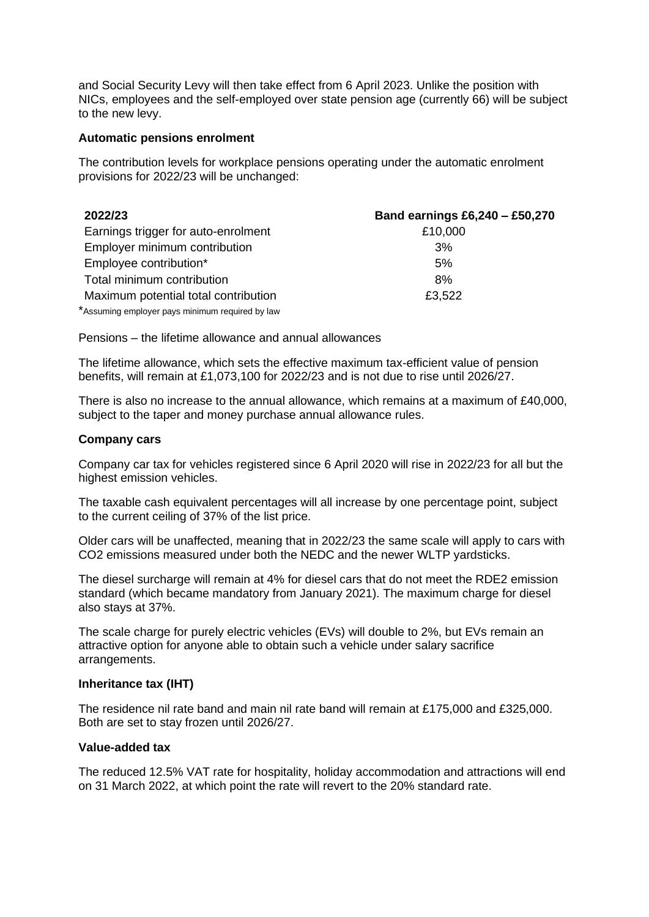and Social Security Levy will then take effect from 6 April 2023. Unlike the position with NICs, employees and the self-employed over state pension age (currently 66) will be subject to the new levy.

**Automatic pensions enrolment**

The contribution levels for workplace pensions operating under the automatic enrolment provisions for 2022/23 will be unchanged:

| **2022/23** | **Band earnings £6,240 – £50,270** |
|---|---|
| Earnings trigger for auto-enrolment | £10,000 |
| Employer minimum contribution | 3% |
| Employee contribution* | 5% |
| Total minimum contribution | 8% |
| Maximum potential total contribution | £3,522 |

*Assuming employer pays minimum required by law

Pensions – the lifetime allowance and annual allowances

The lifetime allowance, which sets the effective maximum tax-efficient value of pension benefits, will remain at £1,073,100 for 2022/23 and is not due to rise until 2026/27.

There is also no increase to the annual allowance, which remains at a maximum of £40,000, subject to the taper and money purchase annual allowance rules.

**Company cars**

Company car tax for vehicles registered since 6 April 2020 will rise in 2022/23 for all but the highest emission vehicles.

The taxable cash equivalent percentages will all increase by one percentage point, subject to the current ceiling of 37% of the list price.

Older cars will be unaffected, meaning that in 2022/23 the same scale will apply to cars with $CO_2$ emissions measured under both the NEDC and the newer WLTP yardsticks.

The diesel surcharge will remain at 4% for diesel cars that do not meet the RDE2 emission standard (which became mandatory from January 2021). The maximum charge for diesel also stays at 37%.

The scale charge for purely electric vehicles (EVs) will double to 2%, but EVs remain an attractive option for anyone able to obtain such a vehicle under salary sacrifice arrangements.

**Inheritance tax (IHT)**

The residence nil rate band and main nil rate band will remain at £175,000 and £325,000. Both are set to stay frozen until 2026/27.

**Value-added tax**

The reduced 12.5% VAT rate for hospitality, holiday accommodation and attractions will end on 31 March 2022, at which point the rate will revert to the 20% standard rate.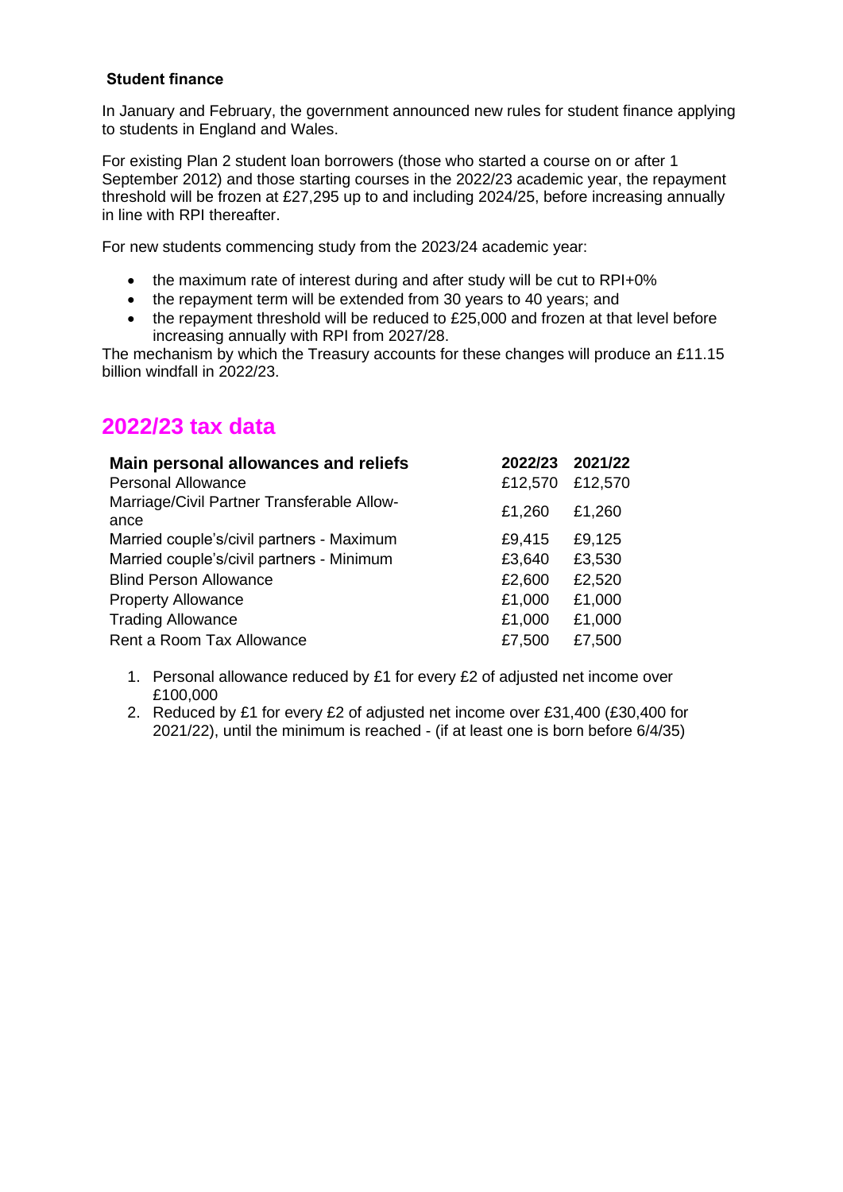### Student finance

In January and February, the government announced new rules for student finance applying to students in England and Wales.

For existing Plan 2 student loan borrowers (those who started a course on or after 1 September 2012) and those starting courses in the 2022/23 academic year, the repayment threshold will be frozen at £27,295 up to and including 2024/25, before increasing annually in line with RPI thereafter.

For new students commencing study from the 2023/24 academic year:

- the maximum rate of interest during and after study will be cut to RPI+0%
- the repayment term will be extended from 30 years to 40 years; and
- the repayment threshold will be reduced to £25,000 and frozen at that level before increasing annually with RPI from 2027/28.

The mechanism by which the Treasury accounts for these changes will produce an £11.15 billion windfall in 2022/23.

## 2022/23 tax data

| Main personal allowances and reliefs | 2022/23 | 2021/22 |
|---|---|---|
| Personal Allowance | £12,570 | £12,570 |
| Marriage/Civil Partner Transferable Allowance | £1,260 | £1,260 |
| Married couple's/civil partners - Maximum | £9,415 | £9,125 |
| Married couple's/civil partners - Minimum | £3,640 | £3,530 |
| Blind Person Allowance | £2,600 | £2,520 |
| Property Allowance | £1,000 | £1,000 |
| Trading Allowance | £1,000 | £1,000 |
| Rent a Room Tax Allowance | £7,500 | £7,500 |

1. Personal allowance reduced by £1 for every £2 of adjusted net income over £100,000
2. Reduced by £1 for every £2 of adjusted net income over £31,400 (£30,400 for 2021/22), until the minimum is reached - (if at least one is born before 6/4/35)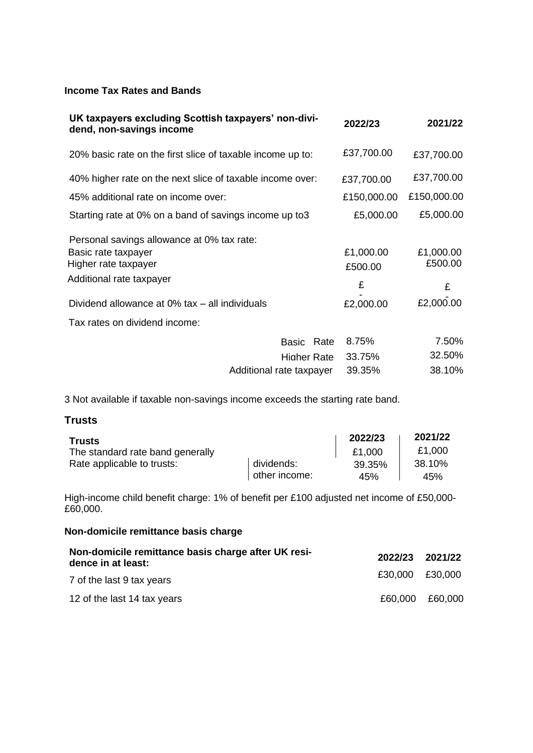**Income Tax Rates and Bands**

| UK taxpayers excluding Scottish taxpayers' non-dividend, non-savings income | 2022/23 | 2021/22 |
|---|---|---|
| 20% basic rate on the first slice of taxable income up to: | £37,700.00 | £37,700.00 |
| 40% higher rate on the next slice of taxable income over: | £37,700.00 | £37,700.00 |
| 45% additional rate on income over: | £150,000.00 | £150,000.00 |
| Starting rate at 0% on a band of savings income up to3 | £5,000.00 | £5,000.00 |
| Personal savings allowance at 0% tax rate: | | |
| Basic rate taxpayer | £1,000.00 | £1,000.00 |
| Higher rate taxpayer | £500.00 | £500.00 |
| Additional rate taxpayer | £ - | £ - |
| Dividend allowance at 0% tax – all individuals | £2,000.00 | £2,000.00 |
| Tax rates on dividend income: | | |
| Basic Rate | 8.75% | 7.50% |
| Higher Rate | 33.75% | 32.50% |
| Additional rate taxpayer | 39.35% | 38.10% |

3 Not available if taxable non-savings income exceeds the starting rate band.

## Trusts

| Trusts | | 2022/23 | 2021/22 |
|---|---|---|---|
| The standard rate band generally | | £1,000 | £1,000 |
| Rate applicable to trusts: | dividends: | 39.35% | 38.10% |
| | other income: | 45% | 45% |

High-income child benefit charge: 1% of benefit per £100 adjusted net income of £50,000-£60,000.

**Non-domicile remittance basis charge**

| Non-domicile remittance basis charge after UK residence in at least: | 2022/23 | 2021/22 |
|---|---|---|
| 7 of the last 9 tax years | £30,000 | £30,000 |
| 12 of the last 14 tax years | £60,000 | £60,000 |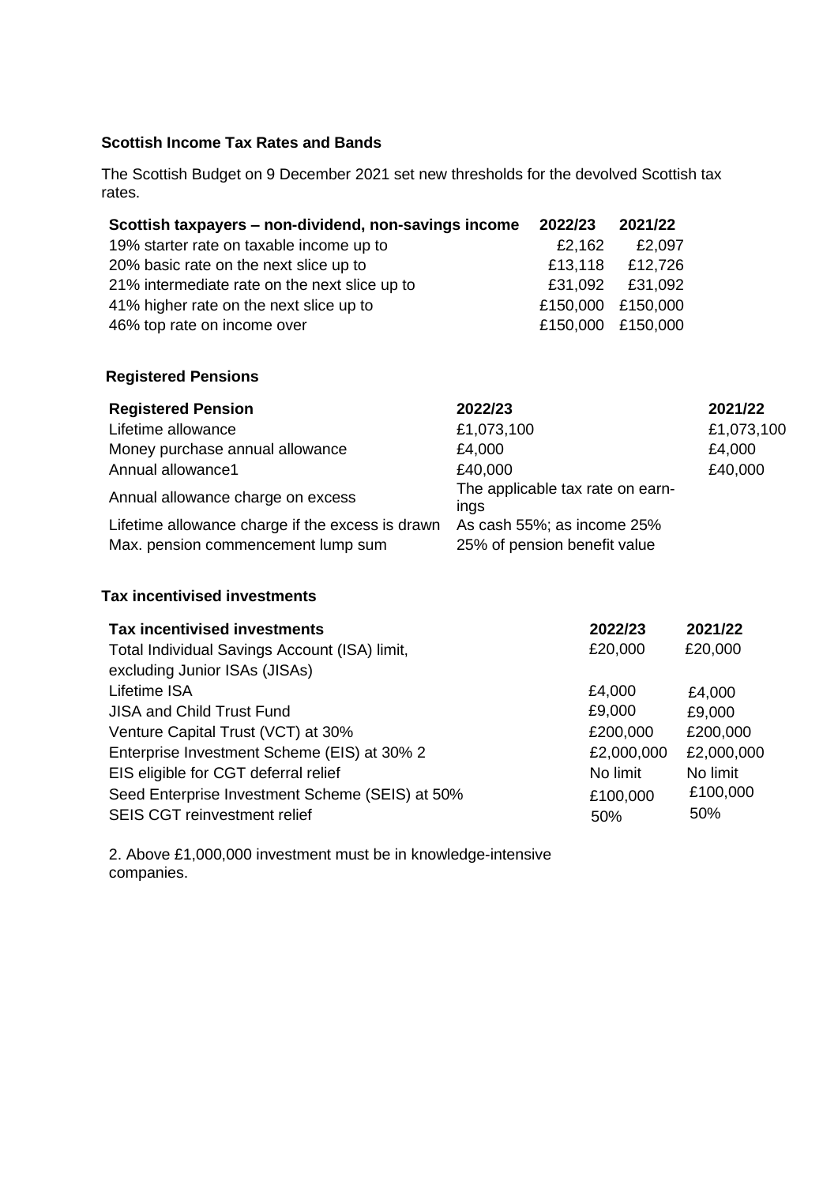### Scottish Income Tax Rates and Bands

The Scottish Budget on 9 December 2021 set new thresholds for the devolved Scottish tax rates.

| Scottish taxpayers – non-dividend, non-savings income | 2022/23 | 2021/22 |
|---|---|---|
| 19% starter rate on taxable income up to | £2,162 | £2,097 |
| 20% basic rate on the next slice up to | £13,118 | £12,726 |
| 21% intermediate rate on the next slice up to | £31,092 | £31,092 |
| 41% higher rate on the next slice up to | £150,000 | £150,000 |
| 46% top rate on income over | £150,000 | £150,000 |

### Registered Pensions

| Registered Pension | 2022/23 | 2021/22 |
|---|---|---|
| Lifetime allowance | £1,073,100 | £1,073,100 |
| Money purchase annual allowance | £4,000 | £4,000 |
| Annual allowance1 | £40,000 | £40,000 |
| Annual allowance charge on excess | The applicable tax rate on earnings | |
| Lifetime allowance charge if the excess is drawn | As cash 55%; as income 25% | |
| Max. pension commencement lump sum | 25% of pension benefit value | |

### Tax incentivised investments

| Tax incentivised investments | 2022/23 | 2021/22 |
|---|---|---|
| Total Individual Savings Account (ISA) limit, excluding Junior ISAs (JISAs) | £20,000 | £20,000 |
| Lifetime ISA | £4,000 | £4,000 |
| JISA and Child Trust Fund | £9,000 | £9,000 |
| Venture Capital Trust (VCT) at 30% | £200,000 | £200,000 |
| Enterprise Investment Scheme (EIS) at 30% 2 | £2,000,000 | £2,000,000 |
| EIS eligible for CGT deferral relief | No limit | No limit |
| Seed Enterprise Investment Scheme (SEIS) at 50% | £100,000 | £100,000 |
| SEIS CGT reinvestment relief | 50% | 50% |

2. Above £1,000,000 investment must be in knowledge-intensive companies.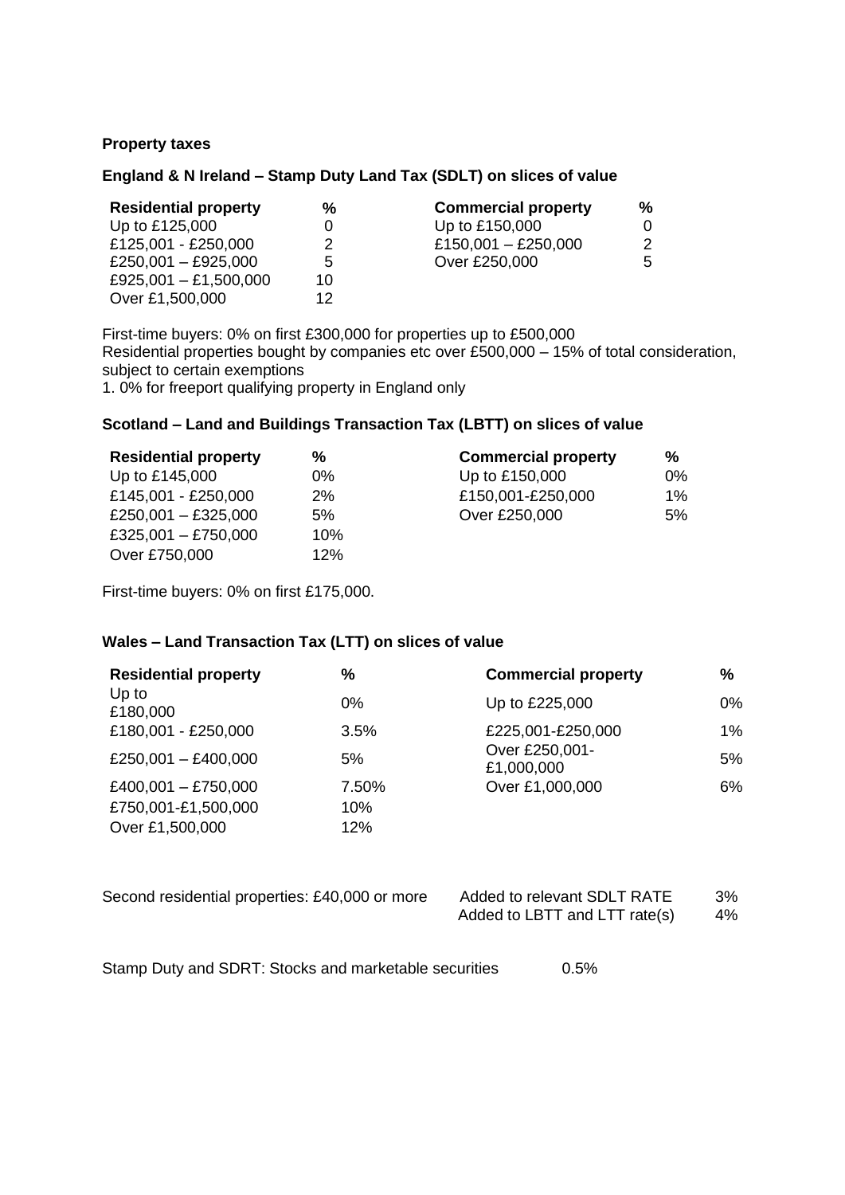**Property taxes**

**England & N Ireland – Stamp Duty Land Tax (SDLT) on slices of value**

| **Residential property** | **%** | **Commercial property** | **%** |
|---|---|---|---|
| Up to £125,000 | 0 | Up to £150,000 | 0 |
| £125,001 - £250,000 | 2 | £150,001 – £250,000 | 2 |
| £250,001 – £925,000 | 5 | Over £250,000 | 5 |
| £925,001 – £1,500,000 | 10 | | |
| Over £1,500,000 | 12 | | |

First-time buyers: 0% on first £300,000 for properties up to £500,000
Residential properties bought by companies etc over £500,000 – 15% of total consideration, subject to certain exemptions
1. 0% for freeport qualifying property in England only

**Scotland – Land and Buildings Transaction Tax (LBTT) on slices of value**

| **Residential property** | **%** | **Commercial property** | **%** |
|---|---|---|---|
| Up to £145,000 | 0% | Up to £150,000 | 0% |
| £145,001 - £250,000 | 2% | £150,001-£250,000 | 1% |
| £250,001 – £325,000 | 5% | Over £250,000 | 5% |
| £325,001 – £750,000 | 10% | | |
| Over £750,000 | 12% | | |

First-time buyers: 0% on first £175,000.

**Wales – Land Transaction Tax (LTT) on slices of value**

| **Residential property** | **%** | **Commercial property** | **%** |
|---|---|---|---|
| Up to £180,000 | 0% | Up to £225,000 | 0% |
| £180,001 - £250,000 | 3.5% | £225,001-£250,000 | 1% |
| £250,001 – £400,000 | 5% | Over £250,001-£1,000,000 | 5% |
| £400,001 – £750,000 | 7.50% | Over £1,000,000 | 6% |
| £750,001-£1,500,000 | 10% | | |
| Over £1,500,000 | 12% | | |

| Second residential properties: £40,000 or more | Added to relevant SDLT RATE | 3% |
|---|---|---|
| | Added to LBTT and LTT rate(s) | 4% |

| Stamp Duty and SDRT: Stocks and marketable securities | 0.5% |
|---|---|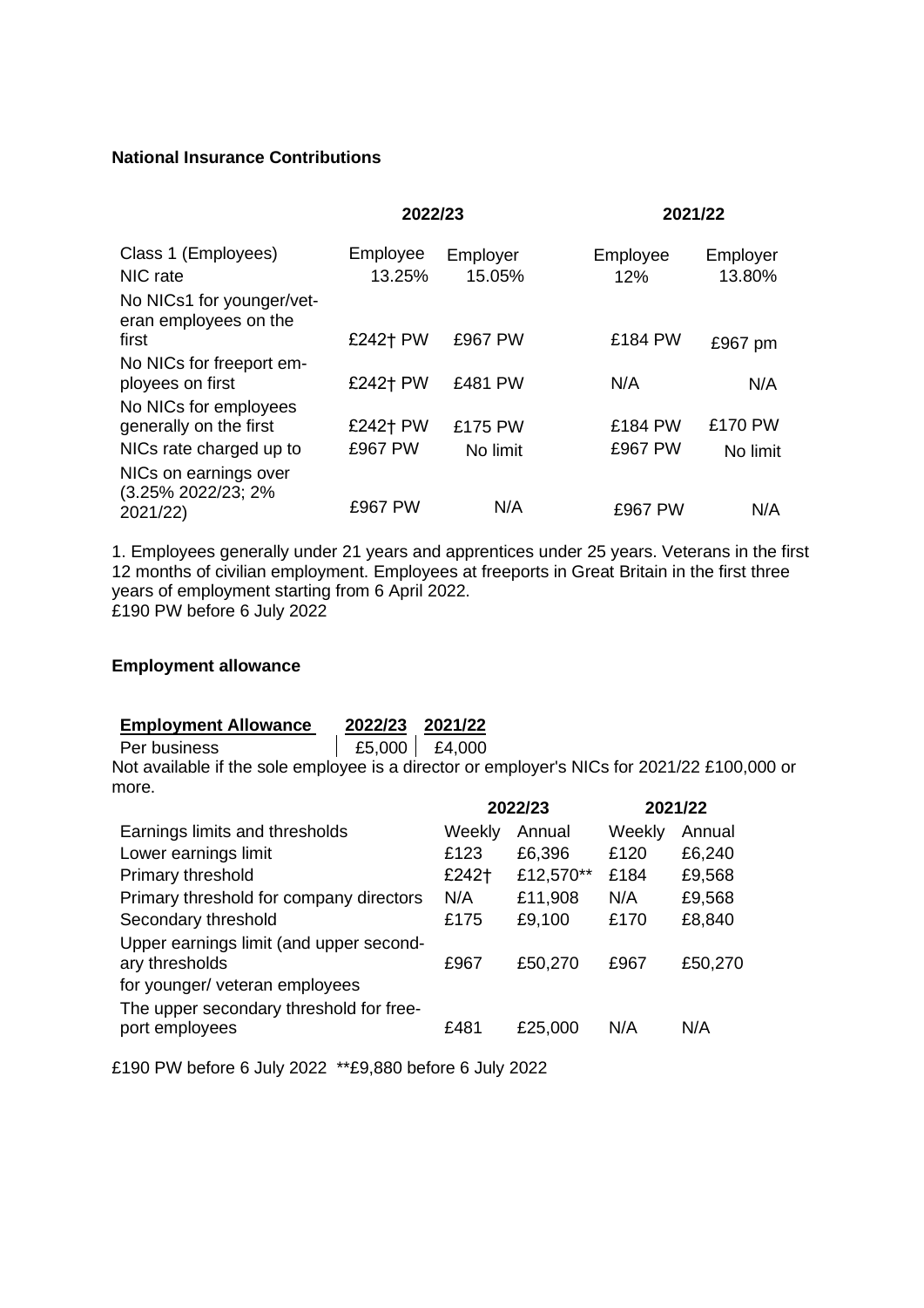**National Insurance Contributions**

| | 2022/23 | | 2021/22 | |
|---|---|---|---|---|
| Class 1 (Employees) NIC rate | Employee 13.25% | Employer 15.05% | Employee 12% | Employer 13.80% |
| No NICs1 for younger/veteran employees on the first | £242† PW | £967 PW | £184 PW | £967 pm |
| No NICs for freeport employees on first | £242† PW | £481 PW | N/A | N/A |
| No NICs for employees generally on the first | £242† PW | £175 PW | £184 PW | £170 PW |
| NICs rate charged up to | £967 PW | No limit | £967 PW | No limit |
| NICs on earnings over (3.25% 2022/23; 2% 2021/22) | £967 PW | N/A | £967 PW | N/A |

1. Employees generally under 21 years and apprentices under 25 years. Veterans in the first 12 months of civilian employment. Employees at freeports in Great Britain in the first three years of employment starting from 6 April 2022.
£190 PW before 6 July 2022

**Employment allowance**

| Employment Allowance | 2022/23 | 2021/22 |
|---|---|---|
| Per business | £5,000 | £4,000 |

Not available if the sole employee is a director or employer's NICs for 2021/22 £100,000 or more.

| | 2022/23 | | 2021/22 | |
|---|---|---|---|---|
| Earnings limits and thresholds | Weekly | Annual | Weekly | Annual |
| Lower earnings limit | £123 | £6,396 | £120 | £6,240 |
| Primary threshold | £242† | £12,570** | £184 | £9,568 |
| Primary threshold for company directors | N/A | £11,908 | N/A | £9,568 |
| Secondary threshold | £175 | £9,100 | £170 | £8,840 |
| Upper earnings limit (and upper secondary thresholds for younger/ veteran employees | £967 | £50,270 | £967 | £50,270 |
| The upper secondary threshold for freeport employees | £481 | £25,000 | N/A | N/A |

£190 PW before 6 July 2022 **£9,880 before 6 July 2022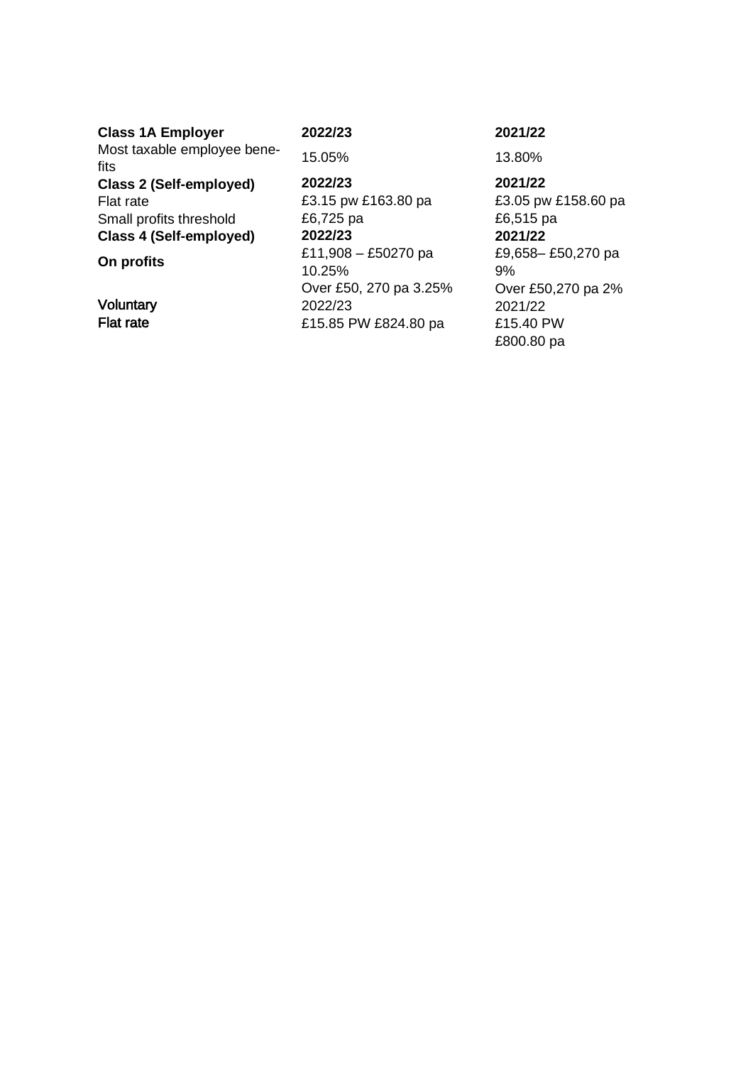| | | |
|---|---|---|
| **Class 1A Employer** | **2022/23** | **2021/22** |
| Most taxable employee benefits | 15.05% | 13.80% |
| **Class 2 (Self-employed)** | **2022/23** | **2021/22** |
| Flat rate | £3.15 pw £163.80 pa | £3.05 pw £158.60 pa |
| Small profits threshold | £6,725 pa | £6,515 pa |
| **Class 4 (Self-employed)** | **2022/23** | **2021/22** |
| **On profits** | £11,908 – £50270 pa 10.25% | £9,658– £50,270 pa 9% |
| | Over £50, 270 pa 3.25% | Over £50,270 pa 2% |
| Voluntary | 2022/23 | 2021/22 |
| Flat rate | £15.85 PW £824.80 pa | £15.40 PW £800.80 pa |